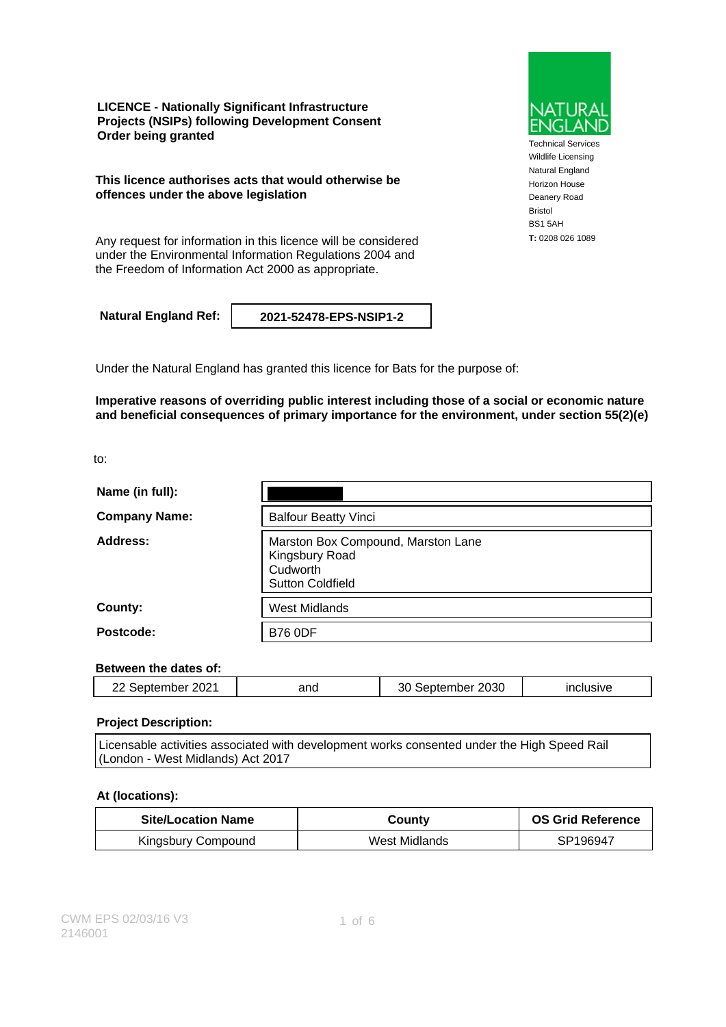**LICENCE - Nationally Significant Infrastructure Projects (NSIPs) following Development Consent Order being granted**

**This licence authorises acts that would otherwise be offences under the above legislation**

Any request for information in this licence will be considered under the Environmental Information Regulations 2004 and the Freedom of Information Act 2000 as appropriate.

NATURAL ENGLAND

Technical Services
Wildlife Licensing
Natural England
Horizon House
Deanery Road
Bristol
BS1 5AH
**T:** 0208 026 1089

| **Natural England Ref:** | **2021-52478-EPS-NSIP1-2** |
|---|---|

Under the Natural England has granted this licence for Bats for the purpose of:

**Imperative reasons of overriding public interest including those of a social or economic nature and beneficial consequences of primary importance for the environment, under section 55(2)(e)**

to:

| | |
|---|---|
| **Name (in full):** | |
| **Company Name:** | Balfour Beatty Vinci |
| **Address:** | Marston Box Compound, Marston Lane<br>Kingsbury Road<br>Cudworth<br>Sutton Coldfield |
| **County:** | West Midlands |
| **Postcode:** | B76 0DF |

**Between the dates of:**

| 22 September 2021 | and | 30 September 2030 | inclusive |
|---|---|---|---|

**Project Description:**

Licensable activities associated with development works consented under the High Speed Rail (London - West Midlands) Act 2017

**At (locations):**

| Site/Location Name | County | OS Grid Reference |
|---|---|---|
| Kingsbury Compound | West Midlands | SP196947 |

CWM EPS 02/03/16 V3
2146001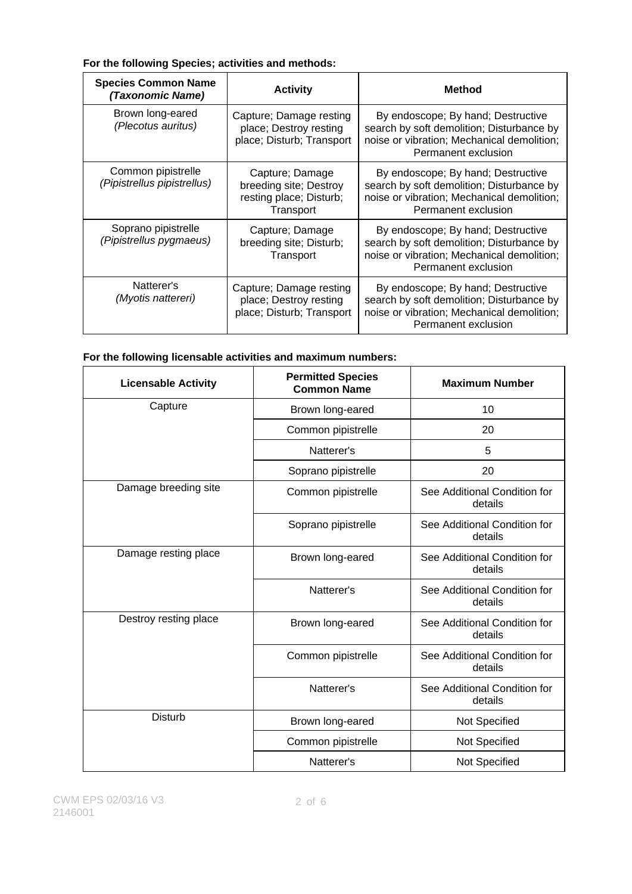**For the following Species; activities and methods:**

| **Species Common Name *(Taxonomic Name)*** | **Activity** | **Method** |
|---|---|---|
| Brown long-eared *(Plecotus auritus)* | Capture; Damage resting place; Destroy resting place; Disturb; Transport | By endoscope; By hand; Destructive search by soft demolition; Disturbance by noise or vibration; Mechanical demolition; Permanent exclusion |
| Common pipistrelle *(Pipistrellus pipistrellus)* | Capture; Damage breeding site; Destroy resting place; Disturb; Transport | By endoscope; By hand; Destructive search by soft demolition; Disturbance by noise or vibration; Mechanical demolition; Permanent exclusion |
| Soprano pipistrelle *(Pipistrellus pygmaeus)* | Capture; Damage breeding site; Disturb; Transport | By endoscope; By hand; Destructive search by soft demolition; Disturbance by noise or vibration; Mechanical demolition; Permanent exclusion |
| Natterer's *(Myotis nattereri)* | Capture; Damage resting place; Destroy resting place; Disturb; Transport | By endoscope; By hand; Destructive search by soft demolition; Disturbance by noise or vibration; Mechanical demolition; Permanent exclusion |

**For the following licensable activities and maximum numbers:**

| **Licensable Activity** | **Permitted Species Common Name** | **Maximum Number** |
|---|---|---|
| Capture | Brown long-eared | 10 |
| | Common pipistrelle | 20 |
| | Natterer's | 5 |
| | Soprano pipistrelle | 20 |
| Damage breeding site | Common pipistrelle | See Additional Condition for details |
| | Soprano pipistrelle | See Additional Condition for details |
| Damage resting place | Brown long-eared | See Additional Condition for details |
| | Natterer's | See Additional Condition for details |
| Destroy resting place | Brown long-eared | See Additional Condition for details |
| | Common pipistrelle | See Additional Condition for details |
| | Natterer's | See Additional Condition for details |
| Disturb | Brown long-eared | Not Specified |
| | Common pipistrelle | Not Specified |
| | Natterer's | Not Specified |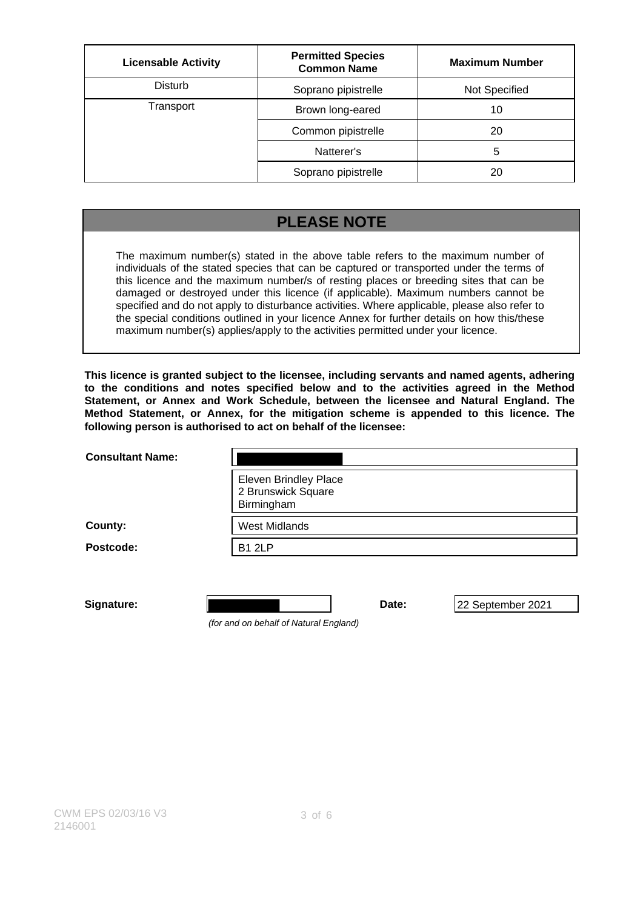| Licensable Activity | Permitted Species Common Name | Maximum Number |
| --- | --- | --- |
| Disturb | Soprano pipistrelle | Not Specified |
| Transport | Brown long-eared | 10 |
| | Common pipistrelle | 20 |
| | Natterer's | 5 |
| | Soprano pipistrelle | 20 |

## PLEASE NOTE

The maximum number(s) stated in the above table refers to the maximum number of individuals of the stated species that can be captured or transported under the terms of this licence and the maximum number/s of resting places or breeding sites that can be damaged or destroyed under this licence (if applicable). Maximum numbers cannot be specified and do not apply to disturbance activities. Where applicable, please also refer to the special conditions outlined in your licence Annex for further details on how this/these maximum number(s) applies/apply to the activities permitted under your licence.

**This licence is granted subject to the licensee, including servants and named agents, adhering to the conditions and notes specified below and to the activities agreed in the Method Statement, or Annex and Work Schedule, between the licensee and Natural England. The Method Statement, or Annex, for the mitigation scheme is appended to this licence. The following person is authorised to act on behalf of the licensee:**

**Consultant Name:**

Eleven Brindley Place
2 Brunswick Square
Birmingham

**County:** West Midlands

**Postcode:** B1 2LP

**Signature:** 

*(for and on behalf of Natural England)*

**Date:** 22 September 2021

CWM EPS 02/03/16 V3
2146001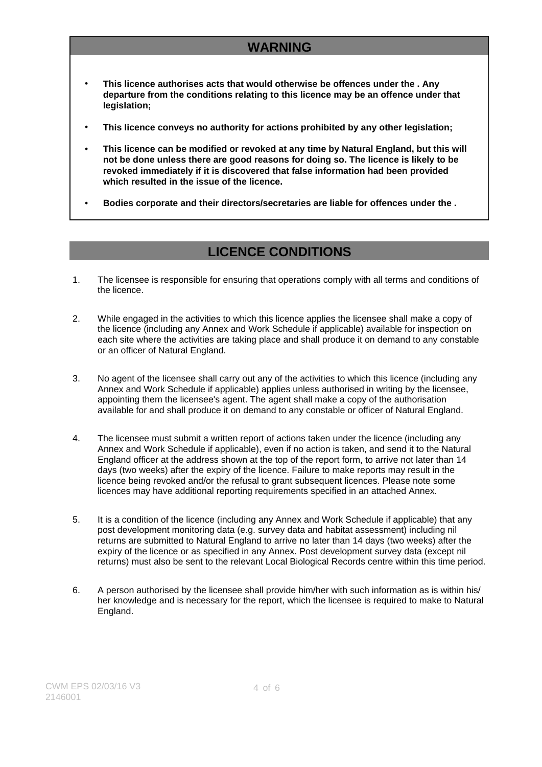## WARNING

- **This licence authorises acts that would otherwise be offences under the . Any departure from the conditions relating to this licence may be an offence under that legislation;**
- **This licence conveys no authority for actions prohibited by any other legislation;**
- **This licence can be modified or revoked at any time by Natural England, but this will not be done unless there are good reasons for doing so. The licence is likely to be revoked immediately if it is discovered that false information had been provided which resulted in the issue of the licence.**
- **Bodies corporate and their directors/secretaries are liable for offences under the .**

## LICENCE CONDITIONS

1. The licensee is responsible for ensuring that operations comply with all terms and conditions of the licence.

2. While engaged in the activities to which this licence applies the licensee shall make a copy of the licence (including any Annex and Work Schedule if applicable) available for inspection on each site where the activities are taking place and shall produce it on demand to any constable or an officer of Natural England.

3. No agent of the licensee shall carry out any of the activities to which this licence (including any Annex and Work Schedule if applicable) applies unless authorised in writing by the licensee, appointing them the licensee's agent. The agent shall make a copy of the authorisation available for and shall produce it on demand to any constable or officer of Natural England.

4. The licensee must submit a written report of actions taken under the licence (including any Annex and Work Schedule if applicable), even if no action is taken, and send it to the Natural England officer at the address shown at the top of the report form, to arrive not later than 14 days (two weeks) after the expiry of the licence. Failure to make reports may result in the licence being revoked and/or the refusal to grant subsequent licences. Please note some licences may have additional reporting requirements specified in an attached Annex.

5. It is a condition of the licence (including any Annex and Work Schedule if applicable) that any post development monitoring data (e.g. survey data and habitat assessment) including nil returns are submitted to Natural England to arrive no later than 14 days (two weeks) after the expiry of the licence or as specified in any Annex. Post development survey data (except nil returns) must also be sent to the relevant Local Biological Records centre within this time period.

6. A person authorised by the licensee shall provide him/her with such information as is within his/her knowledge and is necessary for the report, which the licensee is required to make to Natural England.

CWM EPS 02/03/16 V3
2146001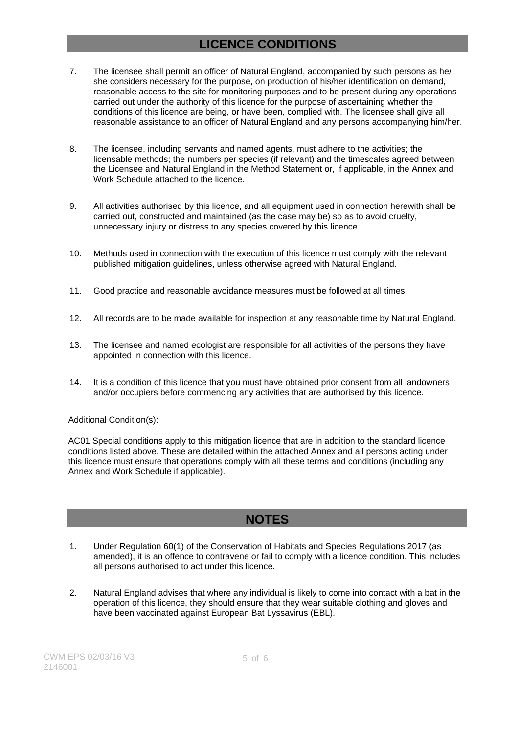## LICENCE CONDITIONS

7. The licensee shall permit an officer of Natural England, accompanied by such persons as he/ she considers necessary for the purpose, on production of his/her identification on demand, reasonable access to the site for monitoring purposes and to be present during any operations carried out under the authority of this licence for the purpose of ascertaining whether the conditions of this licence are being, or have been, complied with. The licensee shall give all reasonable assistance to an officer of Natural England and any persons accompanying him/her.

8. The licensee, including servants and named agents, must adhere to the activities; the licensable methods; the numbers per species (if relevant) and the timescales agreed between the Licensee and Natural England in the Method Statement or, if applicable, in the Annex and Work Schedule attached to the licence.

9. All activities authorised by this licence, and all equipment used in connection herewith shall be carried out, constructed and maintained (as the case may be) so as to avoid cruelty, unnecessary injury or distress to any species covered by this licence.

10. Methods used in connection with the execution of this licence must comply with the relevant published mitigation guidelines, unless otherwise agreed with Natural England.

11. Good practice and reasonable avoidance measures must be followed at all times.

12. All records are to be made available for inspection at any reasonable time by Natural England.

13. The licensee and named ecologist are responsible for all activities of the persons they have appointed in connection with this licence.

14. It is a condition of this licence that you must have obtained prior consent from all landowners and/or occupiers before commencing any activities that are authorised by this licence.

Additional Condition(s):

AC01 Special conditions apply to this mitigation licence that are in addition to the standard licence conditions listed above. These are detailed within the attached Annex and all persons acting under this licence must ensure that operations comply with all these terms and conditions (including any Annex and Work Schedule if applicable).

## NOTES

1. Under Regulation 60(1) of the Conservation of Habitats and Species Regulations 2017 (as amended), it is an offence to contravene or fail to comply with a licence condition. This includes all persons authorised to act under this licence.

2. Natural England advises that where any individual is likely to come into contact with a bat in the operation of this licence, they should ensure that they wear suitable clothing and gloves and have been vaccinated against European Bat Lyssavirus (EBL).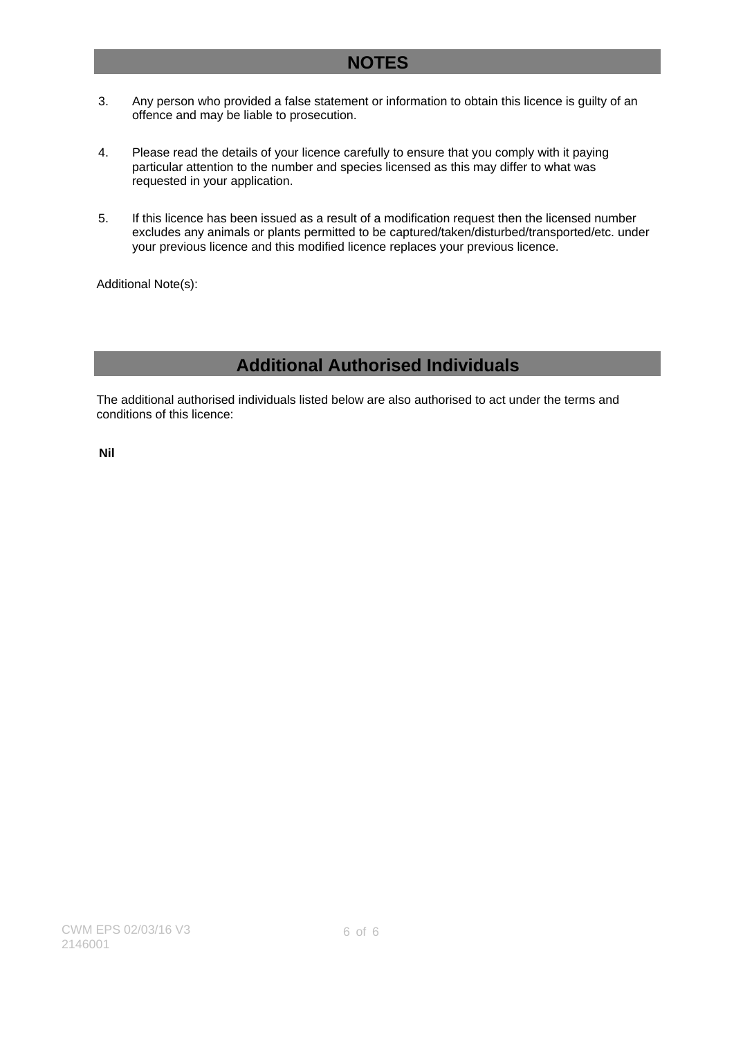## NOTES

3. Any person who provided a false statement or information to obtain this licence is guilty of an offence and may be liable to prosecution.

4. Please read the details of your licence carefully to ensure that you comply with it paying particular attention to the number and species licensed as this may differ to what was requested in your application.

5. If this licence has been issued as a result of a modification request then the licensed number excludes any animals or plants permitted to be captured/taken/disturbed/transported/etc. under your previous licence and this modified licence replaces your previous licence.

Additional Note(s):

## Additional Authorised Individuals

The additional authorised individuals listed below are also authorised to act under the terms and conditions of this licence:

**Nil**

CWM EPS 02/03/16 V3
2146001